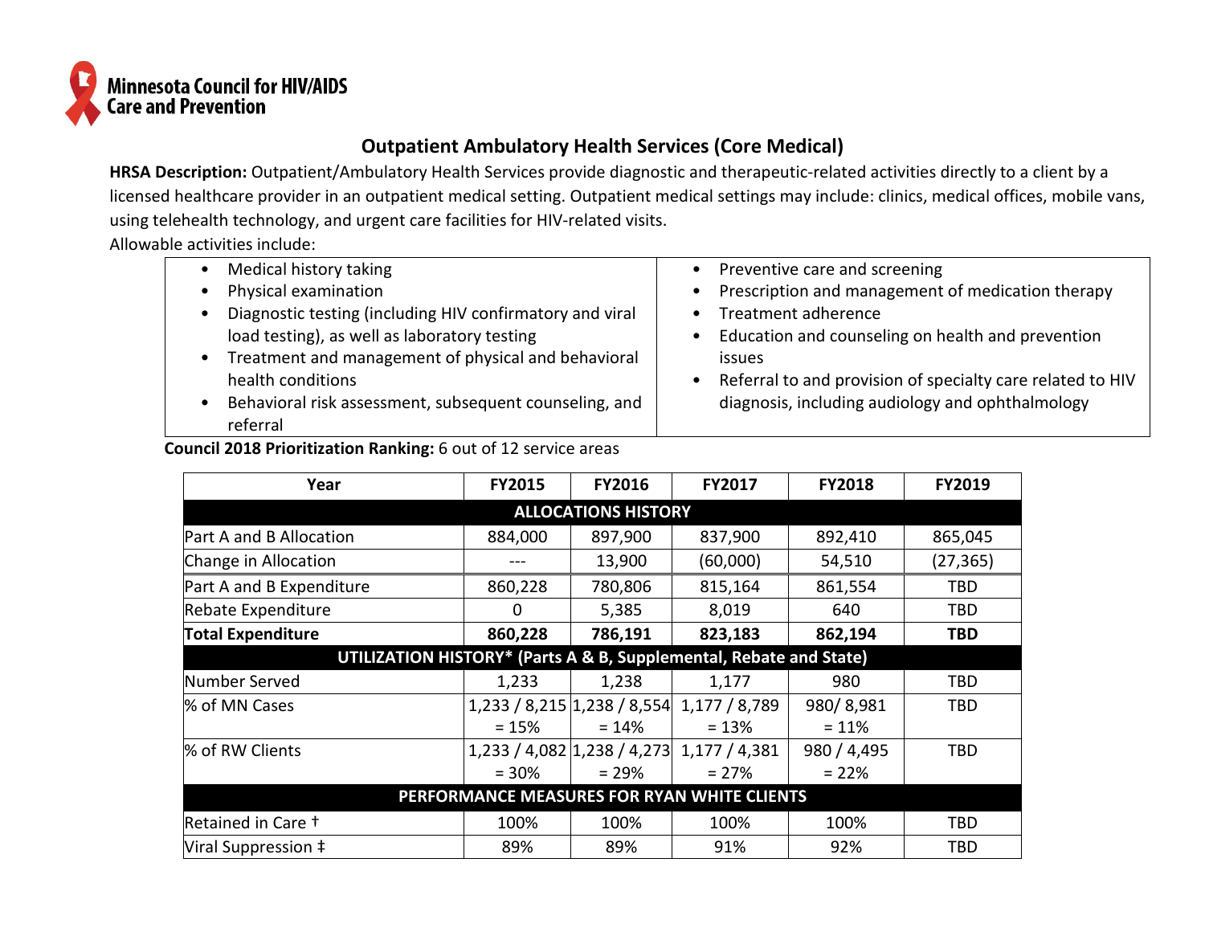Minnesota Council for HIV/AIDS Care and Prevention

# Outpatient Ambulatory Health Services (Core Medical)

**HRSA Description:** Outpatient/Ambulatory Health Services provide diagnostic and therapeutic-related activities directly to a client by a licensed healthcare provider in an outpatient medical setting. Outpatient medical settings may include: clinics, medical offices, mobile vans, using telehealth technology, and urgent care facilities for HIV-related visits.

Allowable activities include:

- Medical history taking
- Physical examination
- Diagnostic testing (including HIV confirmatory and viral load testing), as well as laboratory testing
- Treatment and management of physical and behavioral health conditions
- Behavioral risk assessment, subsequent counseling, and referral
- Preventive care and screening
- Prescription and management of medication therapy
- Treatment adherence
- Education and counseling on health and prevention issues
- Referral to and provision of specialty care related to HIV diagnosis, including audiology and ophthalmology

**Council 2018 Prioritization Ranking:** 6 out of 12 service areas

| Year | FY2015 | FY2016 | FY2017 | FY2018 | FY2019 |
|---|---|---|---|---|---|
| **ALLOCATIONS HISTORY** | | | | | |
| Part A and B Allocation | 884,000 | 897,900 | 837,900 | 892,410 | 865,045 |
| Change in Allocation | --- | 13,900 | (60,000) | 54,510 | (27,365) |
| Part A and B Expenditure | 860,228 | 780,806 | 815,164 | 861,554 | TBD |
| Rebate Expenditure | 0 | 5,385 | 8,019 | 640 | TBD |
| **Total Expenditure** | **860,228** | **786,191** | **823,183** | **862,194** | **TBD** |
| **UTILIZATION HISTORY* (Parts A & B, Supplemental, Rebate and State)** | | | | | |
| Number Served | 1,233 | 1,238 | 1,177 | 980 | TBD |
| % of MN Cases | 1,233 / 8,215 = 15% | 1,238 / 8,554 = 14% | 1,177 / 8,789 = 13% | 980/ 8,981 = 11% | TBD |
| % of RW Clients | 1,233 / 4,082 = 30% | 1,238 / 4,273 = 29% | 1,177 / 4,381 = 27% | 980 / 4,495 = 22% | TBD |
| **PERFORMANCE MEASURES FOR RYAN WHITE CLIENTS** | | | | | |
| Retained in Care † | 100% | 100% | 100% | 100% | TBD |
| Viral Suppression ‡ | 89% | 89% | 91% | 92% | TBD |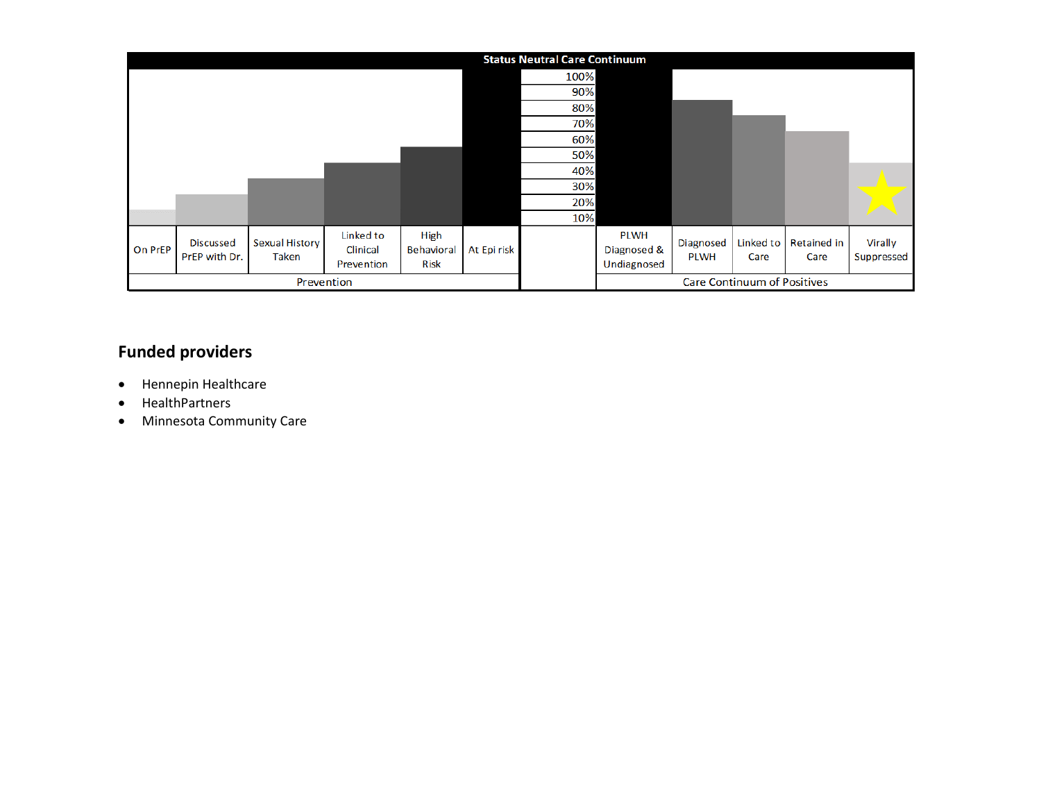Status Neutral Care Continuum

100%
90%
80%
70%
60%
50%
40%
30%
20%
10%

On PrEP
Discussed PrEP with Dr.
Sexual History Taken
Linked to Clinical Prevention
High Behavioral Risk
At Epi risk

PLWH Diagnosed & Undiagnosed
Diagnosed PLWH
Linked to Care
Retained in Care
Virally Suppressed

Prevention

Care Continuum of Positives

## Funded providers

- Hennepin Healthcare
- HealthPartners
- Minnesota Community Care